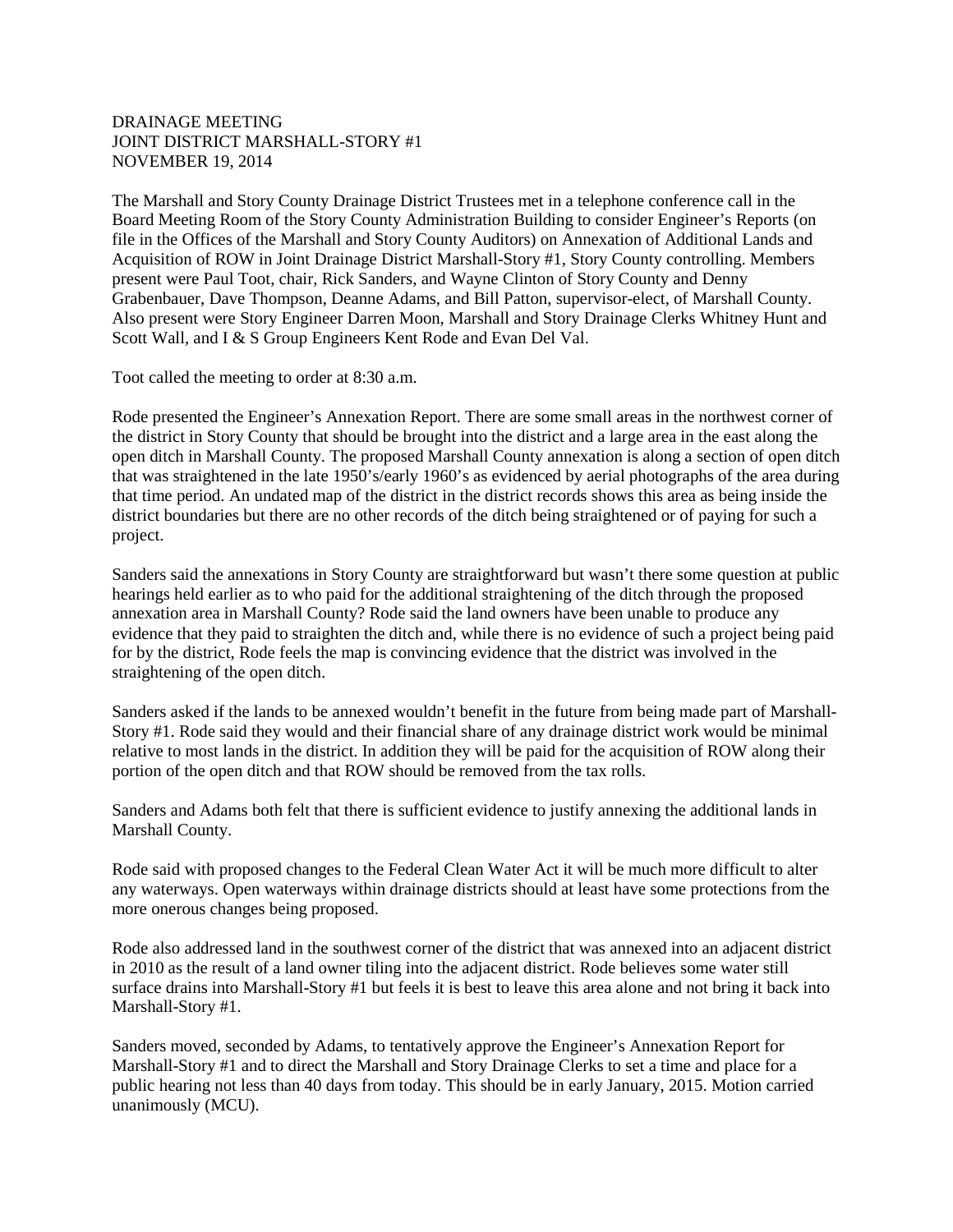DRAINAGE MEETING
JOINT DISTRICT MARSHALL-STORY #1
NOVEMBER 19, 2014

The Marshall and Story County Drainage District Trustees met in a telephone conference call in the Board Meeting Room of the Story County Administration Building to consider Engineer's Reports (on file in the Offices of the Marshall and Story County Auditors) on Annexation of Additional Lands and Acquisition of ROW in Joint Drainage District Marshall-Story #1, Story County controlling. Members present were Paul Toot, chair, Rick Sanders, and Wayne Clinton of Story County and Denny Grabenbauer, Dave Thompson, Deanne Adams, and Bill Patton, supervisor-elect, of Marshall County. Also present were Story Engineer Darren Moon, Marshall and Story Drainage Clerks Whitney Hunt and Scott Wall, and I & S Group Engineers Kent Rode and Evan Del Val.

Toot called the meeting to order at 8:30 a.m.

Rode presented the Engineer's Annexation Report. There are some small areas in the northwest corner of the district in Story County that should be brought into the district and a large area in the east along the open ditch in Marshall County. The proposed Marshall County annexation is along a section of open ditch that was straightened in the late 1950's/early 1960's as evidenced by aerial photographs of the area during that time period. An undated map of the district in the district records shows this area as being inside the district boundaries but there are no other records of the ditch being straightened or of paying for such a project.

Sanders said the annexations in Story County are straightforward but wasn't there some question at public hearings held earlier as to who paid for the additional straightening of the ditch through the proposed annexation area in Marshall County? Rode said the land owners have been unable to produce any evidence that they paid to straighten the ditch and, while there is no evidence of such a project being paid for by the district, Rode feels the map is convincing evidence that the district was involved in the straightening of the open ditch.

Sanders asked if the lands to be annexed wouldn't benefit in the future from being made part of Marshall-Story #1. Rode said they would and their financial share of any drainage district work would be minimal relative to most lands in the district. In addition they will be paid for the acquisition of ROW along their portion of the open ditch and that ROW should be removed from the tax rolls.

Sanders and Adams both felt that there is sufficient evidence to justify annexing the additional lands in Marshall County.

Rode said with proposed changes to the Federal Clean Water Act it will be much more difficult to alter any waterways. Open waterways within drainage districts should at least have some protections from the more onerous changes being proposed.

Rode also addressed land in the southwest corner of the district that was annexed into an adjacent district in 2010 as the result of a land owner tiling into the adjacent district. Rode believes some water still surface drains into Marshall-Story #1 but feels it is best to leave this area alone and not bring it back into Marshall-Story #1.

Sanders moved, seconded by Adams, to tentatively approve the Engineer's Annexation Report for Marshall-Story #1 and to direct the Marshall and Story Drainage Clerks to set a time and place for a public hearing not less than 40 days from today. This should be in early January, 2015. Motion carried unanimously (MCU).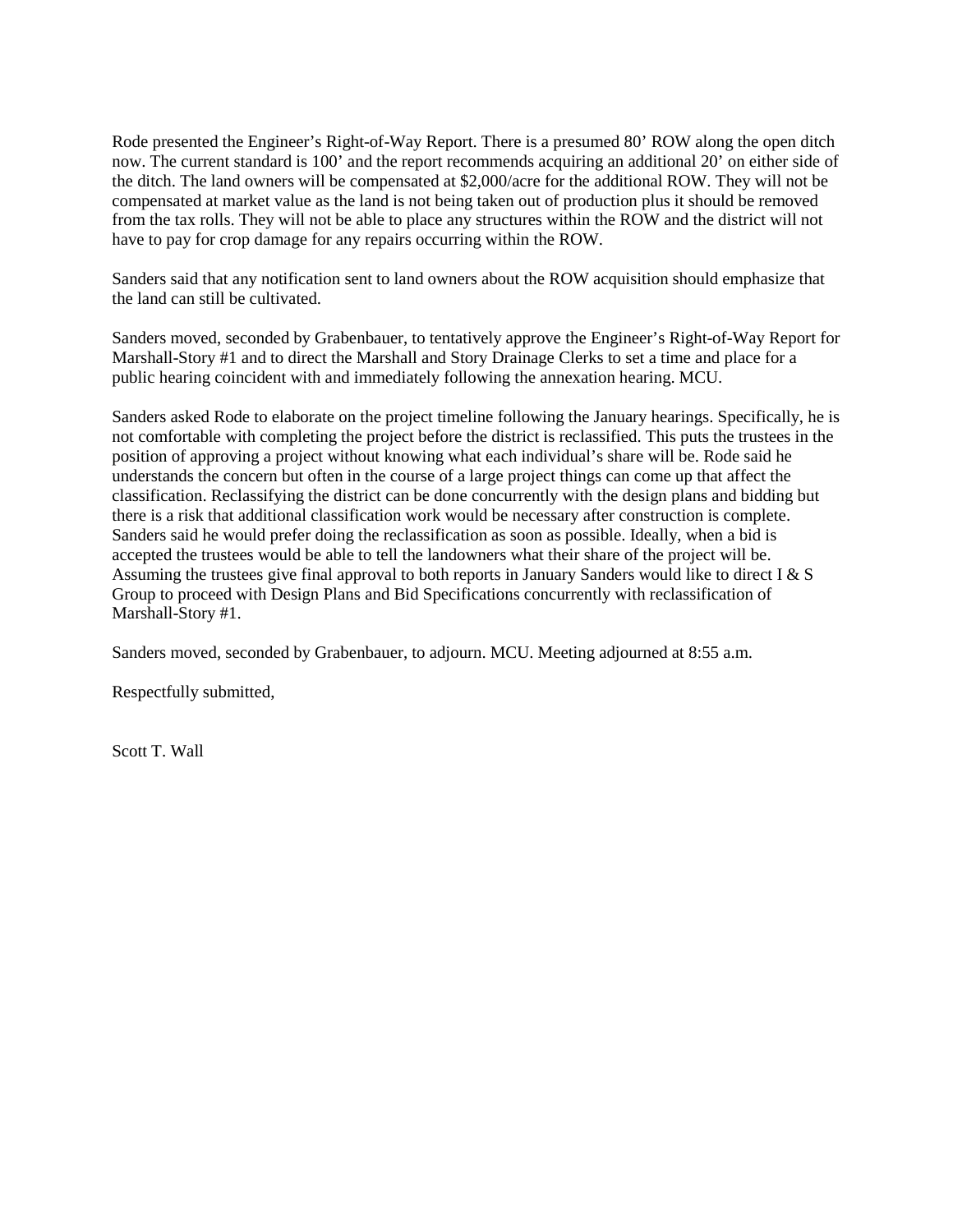Rode presented the Engineer's Right-of-Way Report. There is a presumed 80' ROW along the open ditch now. The current standard is 100' and the report recommends acquiring an additional 20' on either side of the ditch. The land owners will be compensated at $2,000/acre for the additional ROW. They will not be compensated at market value as the land is not being taken out of production plus it should be removed from the tax rolls. They will not be able to place any structures within the ROW and the district will not have to pay for crop damage for any repairs occurring within the ROW.

Sanders said that any notification sent to land owners about the ROW acquisition should emphasize that the land can still be cultivated.

Sanders moved, seconded by Grabenbauer, to tentatively approve the Engineer's Right-of-Way Report for Marshall-Story #1 and to direct the Marshall and Story Drainage Clerks to set a time and place for a public hearing coincident with and immediately following the annexation hearing. MCU.

Sanders asked Rode to elaborate on the project timeline following the January hearings. Specifically, he is not comfortable with completing the project before the district is reclassified. This puts the trustees in the position of approving a project without knowing what each individual's share will be. Rode said he understands the concern but often in the course of a large project things can come up that affect the classification. Reclassifying the district can be done concurrently with the design plans and bidding but there is a risk that additional classification work would be necessary after construction is complete. Sanders said he would prefer doing the reclassification as soon as possible. Ideally, when a bid is accepted the trustees would be able to tell the landowners what their share of the project will be. Assuming the trustees give final approval to both reports in January Sanders would like to direct I & S Group to proceed with Design Plans and Bid Specifications concurrently with reclassification of Marshall-Story #1.

Sanders moved, seconded by Grabenbauer, to adjourn. MCU. Meeting adjourned at 8:55 a.m.

Respectfully submitted,

Scott T. Wall